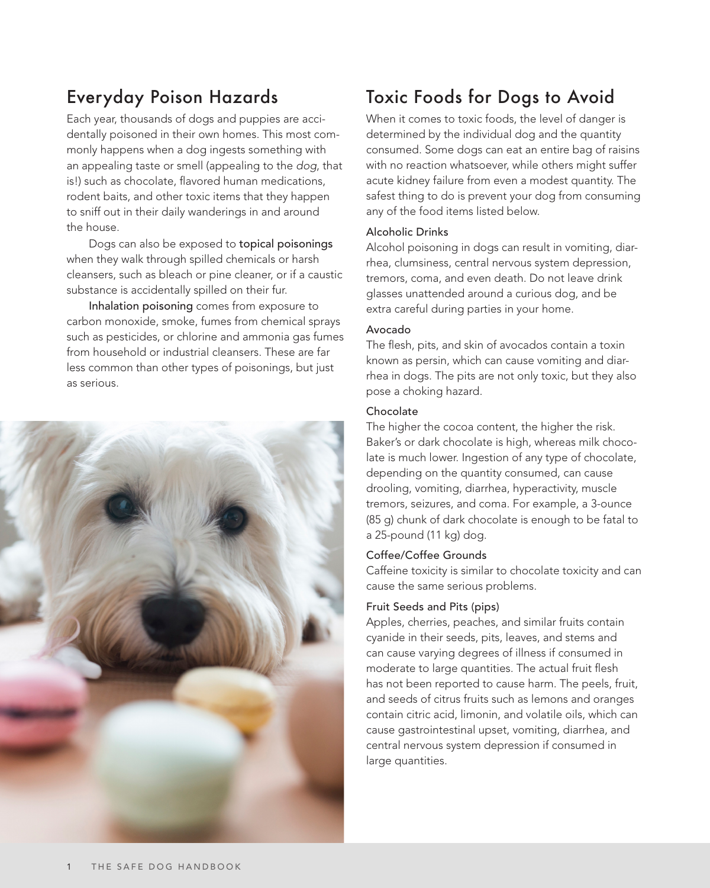## Everyday Poison Hazards

Each year, thousands of dogs and puppies are accidentally poisoned in their own homes. This most commonly happens when a dog ingests something with an appealing taste or smell (appealing to the *dog*, that is!) such as chocolate, flavored human medications, rodent baits, and other toxic items that they happen to sniff out in their daily wanderings in and around the house.

Dogs can also be exposed to topical poisonings when they walk through spilled chemicals or harsh cleansers, such as bleach or pine cleaner, or if a caustic substance is accidentally spilled on their fur.

Inhalation poisoning comes from exposure to carbon monoxide, smoke, fumes from chemical sprays such as pesticides, or chlorine and ammonia gas fumes from household or industrial cleansers. These are far less common than other types of poisonings, but just as serious.

## Toxic Foods for Dogs to Avoid

When it comes to toxic foods, the level of danger is determined by the individual dog and the quantity consumed. Some dogs can eat an entire bag of raisins with no reaction whatsoever, while others might suffer acute kidney failure from even a modest quantity. The safest thing to do is prevent your dog from consuming any of the food items listed below.

### Alcoholic Drinks

Alcohol poisoning in dogs can result in vomiting, diarrhea, clumsiness, central nervous system depression, tremors, coma, and even death. Do not leave drink glasses unattended around a curious dog, and be extra careful during parties in your home.

### Avocado

The flesh, pits, and skin of avocados contain a toxin known as persin, which can cause vomiting and diarrhea in dogs. The pits are not only toxic, but they also pose a choking hazard.

### Chocolate

The higher the cocoa content, the higher the risk. Baker's or dark chocolate is high, whereas milk chocolate is much lower. Ingestion of any type of chocolate, depending on the quantity consumed, can cause drooling, vomiting, diarrhea, hyperactivity, muscle tremors, seizures, and coma. For example, a 3-ounce (85 g) chunk of dark chocolate is enough to be fatal to a 25-pound (11 kg) dog.

### Coffee/Coffee Grounds

Caffeine toxicity is similar to chocolate toxicity and can cause the same serious problems.

### Fruit Seeds and Pits (pips)

Apples, cherries, peaches, and similar fruits contain cyanide in their seeds, pits, leaves, and stems and can cause varying degrees of illness if consumed in moderate to large quantities. The actual fruit flesh has not been reported to cause harm. The peels, fruit, and seeds of citrus fruits such as lemons and oranges contain citric acid, limonin, and volatile oils, which can cause gastrointestinal upset, vomiting, diarrhea, and central nervous system depression if consumed in large quantities.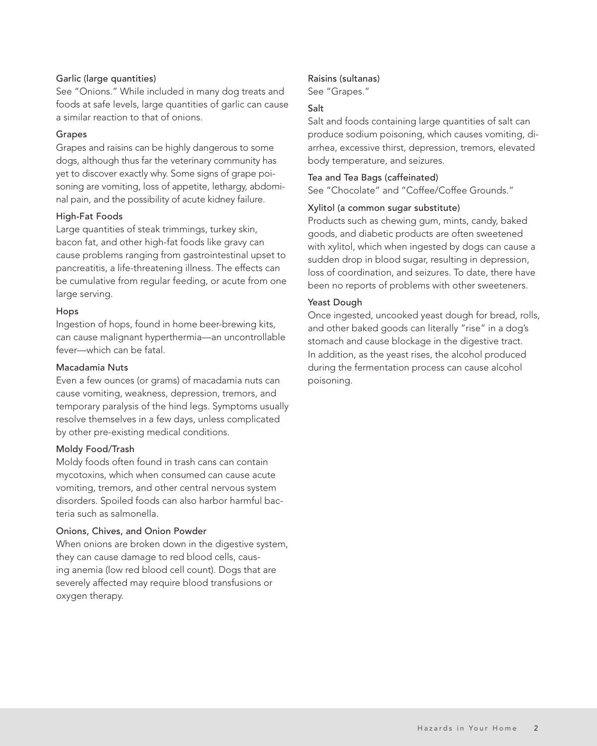### Garlic (large quantities)

See "Onions." While included in many dog treats and foods at safe levels, large quantities of garlic can cause a similar reaction to that of onions.

### Grapes

Grapes and raisins can be highly dangerous to some dogs, although thus far the veterinary community has yet to discover exactly why. Some signs of grape poisoning are vomiting, loss of appetite, lethargy, abdominal pain, and the possibility of acute kidney failure.

### High-Fat Foods

Large quantities of steak trimmings, turkey skin, bacon fat, and other high-fat foods like gravy can cause problems ranging from gastrointestinal upset to pancreatitis, a life-threatening illness. The effects can be cumulative from regular feeding, or acute from one large serving.

### Hops

Ingestion of hops, found in home beer-brewing kits, can cause malignant hyperthermia—an uncontrollable fever—which can be fatal.

### Macadamia Nuts

Even a few ounces (or grams) of macadamia nuts can cause vomiting, weakness, depression, tremors, and temporary paralysis of the hind legs. Symptoms usually resolve themselves in a few days, unless complicated by other pre-existing medical conditions.

### Moldy Food/Trash

Moldy foods often found in trash cans can contain mycotoxins, which when consumed can cause acute vomiting, tremors, and other central nervous system disorders. Spoiled foods can also harbor harmful bacteria such as salmonella.

### Onions, Chives, and Onion Powder

When onions are broken down in the digestive system, they can cause damage to red blood cells, causing anemia (low red blood cell count). Dogs that are severely affected may require blood transfusions or oxygen therapy.

### Raisins (sultanas)

See "Grapes."

### Salt

Salt and foods containing large quantities of salt can produce sodium poisoning, which causes vomiting, diarrhea, excessive thirst, depression, tremors, elevated body temperature, and seizures.

### Tea and Tea Bags (caffeinated)

See "Chocolate" and "Coffee/Coffee Grounds."

### Xylitol (a common sugar substitute)

Products such as chewing gum, mints, candy, baked goods, and diabetic products are often sweetened with xylitol, which when ingested by dogs can cause a sudden drop in blood sugar, resulting in depression, loss of coordination, and seizures. To date, there have been no reports of problems with other sweeteners.

### Yeast Dough

Once ingested, uncooked yeast dough for bread, rolls, and other baked goods can literally "rise" in a dog's stomach and cause blockage in the digestive tract. In addition, as the yeast rises, the alcohol produced during the fermentation process can cause alcohol poisoning.